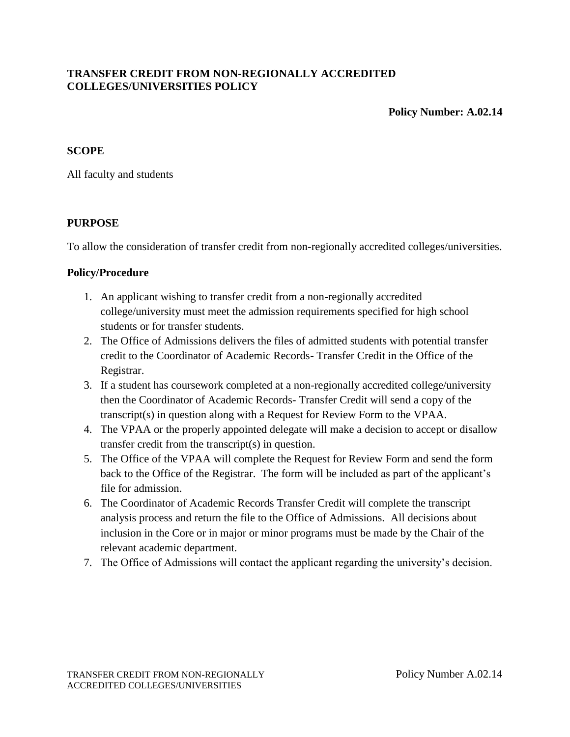# TRANSFER CREDIT FROM NON-REGIONALLY ACCREDITED COLLEGES/UNIVERSITIES POLICY

**Policy Number: A.02.14**

## SCOPE

All faculty and students

## PURPOSE

To allow the consideration of transfer credit from non-regionally accredited colleges/universities.

### Policy/Procedure

1. An applicant wishing to transfer credit from a non-regionally accredited college/university must meet the admission requirements specified for high school students or for transfer students.
2. The Office of Admissions delivers the files of admitted students with potential transfer credit to the Coordinator of Academic Records- Transfer Credit in the Office of the Registrar.
3. If a student has coursework completed at a non-regionally accredited college/university then the Coordinator of Academic Records- Transfer Credit will send a copy of the transcript(s) in question along with a Request for Review Form to the VPAA.
4. The VPAA or the properly appointed delegate will make a decision to accept or disallow transfer credit from the transcript(s) in question.
5. The Office of the VPAA will complete the Request for Review Form and send the form back to the Office of the Registrar. The form will be included as part of the applicant's file for admission.
6. The Coordinator of Academic Records Transfer Credit will complete the transcript analysis process and return the file to the Office of Admissions. All decisions about inclusion in the Core or in major or minor programs must be made by the Chair of the relevant academic department.
7. The Office of Admissions will contact the applicant regarding the university's decision.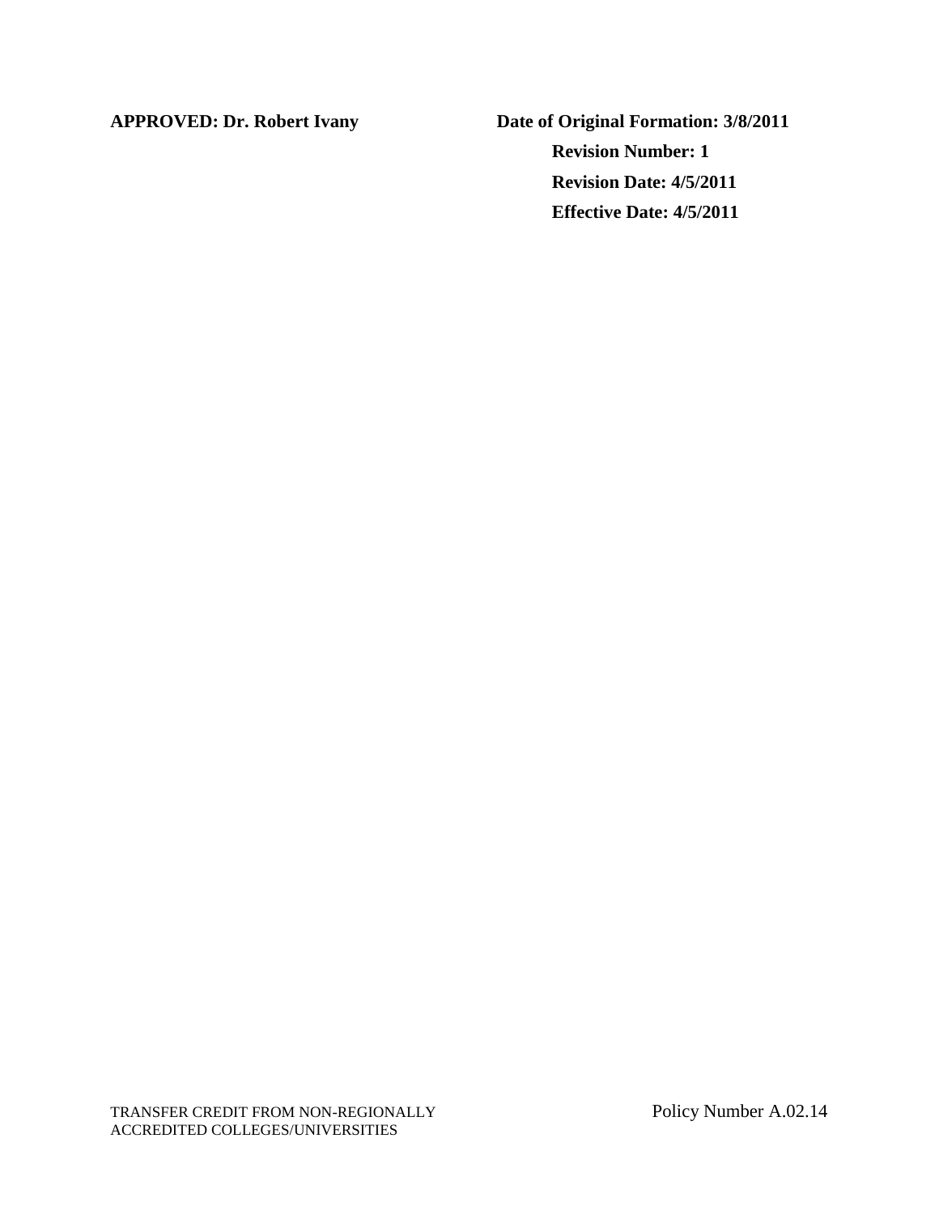**APPROVED: Dr. Robert Ivany**

**Date of Original Formation: 3/8/2011**

**Revision Number: 1**

**Revision Date: 4/5/2011**

**Effective Date: 4/5/2011**